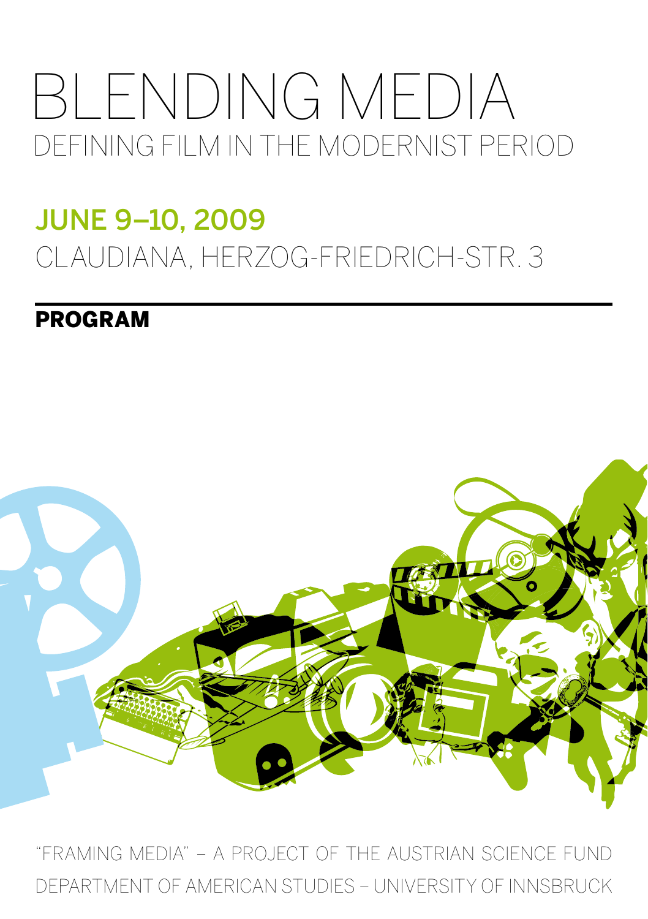# BLENDING MEDIA

## DEFINING FILM IN THE MODERNIST PERIOD

**JUNE 9–10, 2009**

CLAUDIANA, HERZOG-FRIEDRICH-STR. 3

---

**PROGRAM**

"FRAMING MEDIA" – A PROJECT OF THE AUSTRIAN SCIENCE FUND

DEPARTMENT OF AMERICAN STUDIES – UNIVERSITY OF INNSBRUCK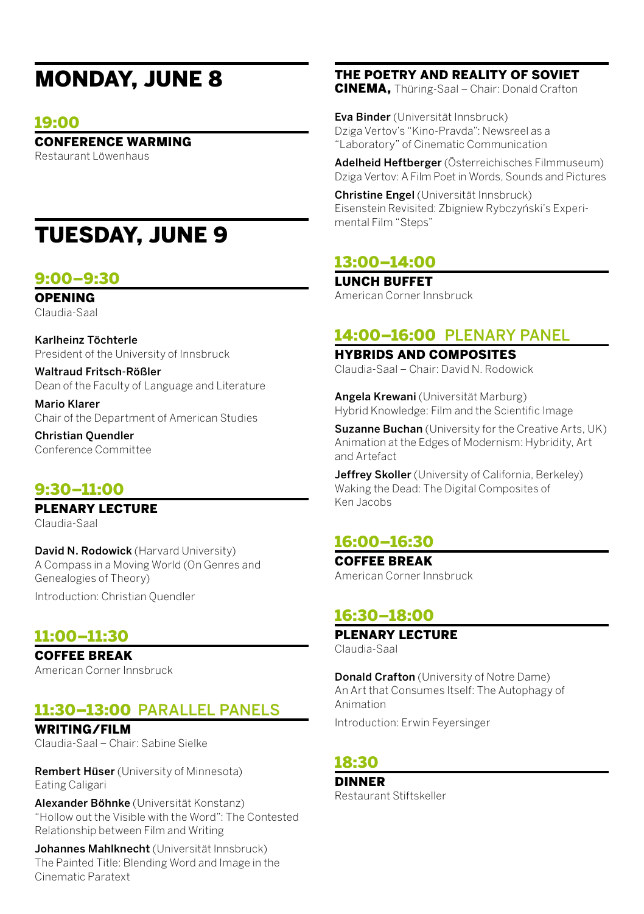# MONDAY, JUNE 8

## 19:00

**CONFERENCE WARMING**
Restaurant Löwenhaus

# TUESDAY, JUNE 9

## 9:00–9:30

**OPENING**
Claudia-Saal

**Karlheinz Töchterle**
President of the University of Innsbruck

**Waltraud Fritsch-Rößler**
Dean of the Faculty of Language and Literature

**Mario Klarer**
Chair of the Department of American Studies

**Christian Quendler**
Conference Committee

## 9:30–11:00

**PLENARY LECTURE**
Claudia-Saal

**David N. Rodowick** (Harvard University)
A Compass in a Moving World (On Genres and Genealogies of Theory)

Introduction: Christian Quendler

## 11:00–11:30

**COFFEE BREAK**
American Corner Innsbruck

## 11:30–13:00 PARALLEL PANELS

**WRITING/FILM**
Claudia-Saal – Chair: Sabine Sielke

**Rembert Hüser** (University of Minnesota)
Eating Caligari

**Alexander Böhnke** (Universität Konstanz)
"Hollow out the Visible with the Word": The Contested Relationship between Film and Writing

**Johannes Mahlknecht** (Universität Innsbruck)
The Painted Title: Blending Word and Image in the Cinematic Paratext

**THE POETRY AND REALITY OF SOVIET CINEMA,** Thüring-Saal – Chair: Donald Crafton

**Eva Binder** (Universität Innsbruck)
Dziga Vertov's "Kino-Pravda": Newsreel as a "Laboratory" of Cinematic Communication

**Adelheid Heftberger** (Österreichisches Filmmuseum)
Dziga Vertov: A Film Poet in Words, Sounds and Pictures

**Christine Engel** (Universität Innsbruck)
Eisenstein Revisited: Zbigniew Rybczyński's Experimental Film "Steps"

## 13:00–14:00

**LUNCH BUFFET**
American Corner Innsbruck

## 14:00–16:00 PLENARY PANEL

**HYBRIDS AND COMPOSITES**
Claudia-Saal – Chair: David N. Rodowick

**Angela Krewani** (Universität Marburg)
Hybrid Knowledge: Film and the Scientific Image

**Suzanne Buchan** (University for the Creative Arts, UK)
Animation at the Edges of Modernism: Hybridity, Art and Artefact

**Jeffrey Skoller** (University of California, Berkeley)
Waking the Dead: The Digital Composites of Ken Jacobs

## 16:00–16:30

**COFFEE BREAK**
American Corner Innsbruck

## 16:30–18:00

**PLENARY LECTURE**
Claudia-Saal

**Donald Crafton** (University of Notre Dame)
An Art that Consumes Itself: The Autophagy of Animation

Introduction: Erwin Feyersinger

## 18:30

**DINNER**
Restaurant Stiftskeller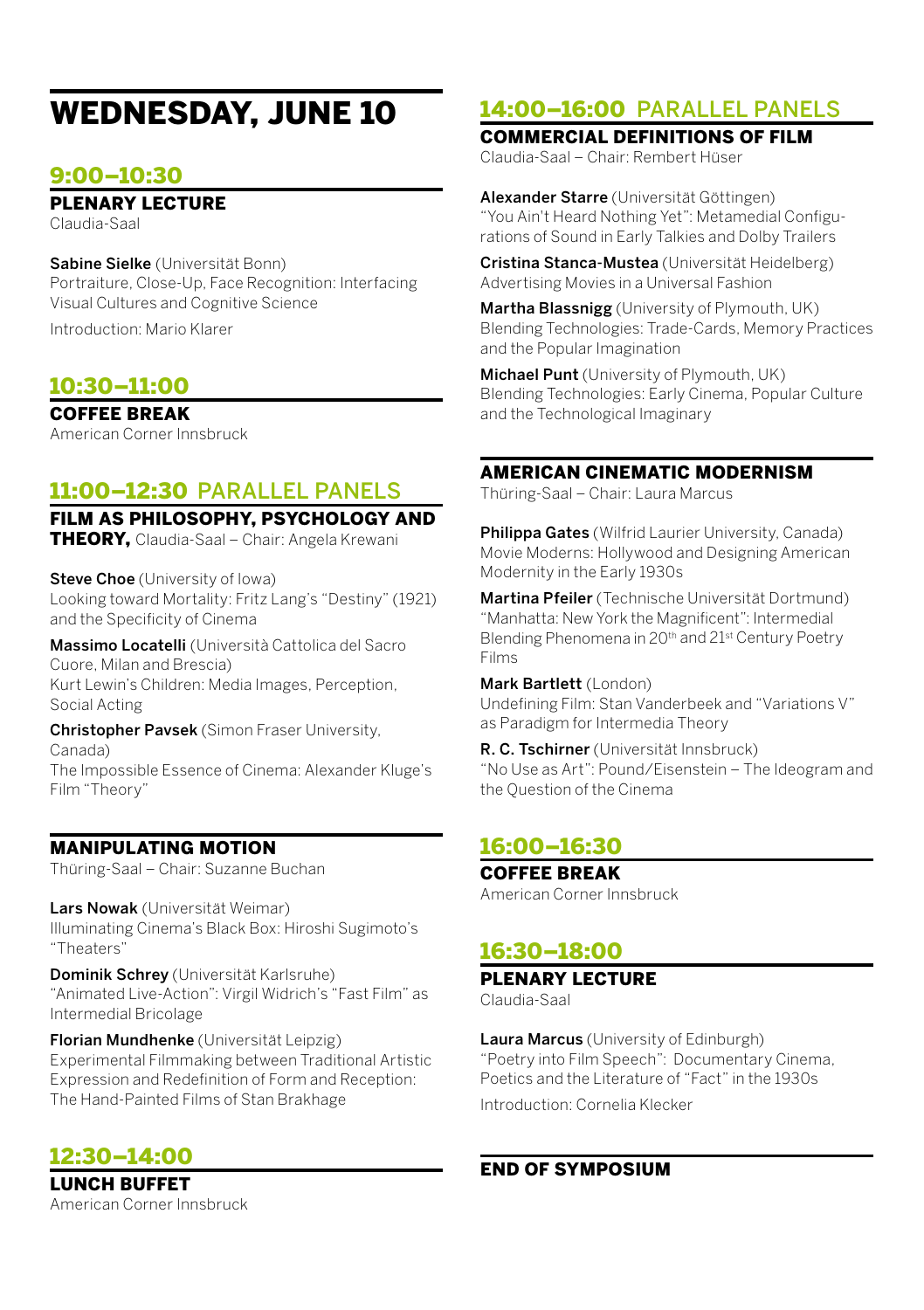# WEDNESDAY, JUNE 10

## 9:00–10:30

### PLENARY LECTURE

Claudia-Saal

**Sabine Sielke** (Universität Bonn)
Portraiture, Close-Up, Face Recognition: Interfacing Visual Cultures and Cognitive Science

Introduction: Mario Klarer

## 10:30–11:00

### COFFEE BREAK

American Corner Innsbruck

## 11:00–12:30 PARALLEL PANELS

### FILM AS PHILOSOPHY, PSYCHOLOGY AND THEORY,

Claudia-Saal – Chair: Angela Krewani

**Steve Choe** (University of Iowa)
Looking toward Mortality: Fritz Lang's "Destiny" (1921) and the Specificity of Cinema

**Massimo Locatelli** (Università Cattolica del Sacro Cuore, Milan and Brescia)
Kurt Lewin's Children: Media Images, Perception, Social Acting

**Christopher Pavsek** (Simon Fraser University, Canada)
The Impossible Essence of Cinema: Alexander Kluge's Film "Theory"

### MANIPULATING MOTION

Thüring-Saal – Chair: Suzanne Buchan

**Lars Nowak** (Universität Weimar)
Illuminating Cinema's Black Box: Hiroshi Sugimoto's "Theaters"

**Dominik Schrey** (Universität Karlsruhe)
"Animated Live-Action": Virgil Widrich's "Fast Film" as Intermedial Bricolage

**Florian Mundhenke** (Universität Leipzig)
Experimental Filmmaking between Traditional Artistic Expression and Redefinition of Form and Reception: The Hand-Painted Films of Stan Brakhage

## 12:30–14:00

### LUNCH BUFFET

American Corner Innsbruck

## 14:00–16:00 PARALLEL PANELS

### COMMERCIAL DEFINITIONS OF FILM

Claudia-Saal – Chair: Rembert Hüser

**Alexander Starre** (Universität Göttingen)
"You Ain't Heard Nothing Yet": Metamedial Configurations of Sound in Early Talkies and Dolby Trailers

**Cristina Stanca-Mustea** (Universität Heidelberg)
Advertising Movies in a Universal Fashion

**Martha Blassnigg** (University of Plymouth, UK)
Blending Technologies: Trade-Cards, Memory Practices and the Popular Imagination

**Michael Punt** (University of Plymouth, UK)
Blending Technologies: Early Cinema, Popular Culture and the Technological Imaginary

### AMERICAN CINEMATIC MODERNISM

Thüring-Saal – Chair: Laura Marcus

**Philippa Gates** (Wilfrid Laurier University, Canada)
Movie Moderns: Hollywood and Designing American Modernity in the Early 1930s

**Martina Pfeiler** (Technische Universität Dortmund)
"Manhatta: New York the Magnificent": Intermedial Blending Phenomena in 20th and 21st Century Poetry Films

**Mark Bartlett** (London)
Undefining Film: Stan Vanderbeek and "Variations V" as Paradigm for Intermedia Theory

**R. C. Tschirner** (Universität Innsbruck)
"No Use as Art": Pound/Eisenstein – The Ideogram and the Question of the Cinema

## 16:00–16:30

### COFFEE BREAK

American Corner Innsbruck

## 16:30–18:00

### PLENARY LECTURE

Claudia-Saal

**Laura Marcus** (University of Edinburgh)
"Poetry into Film Speech": Documentary Cinema, Poetics and the Literature of "Fact" in the 1930s

Introduction: Cornelia Klecker

### END OF SYMPOSIUM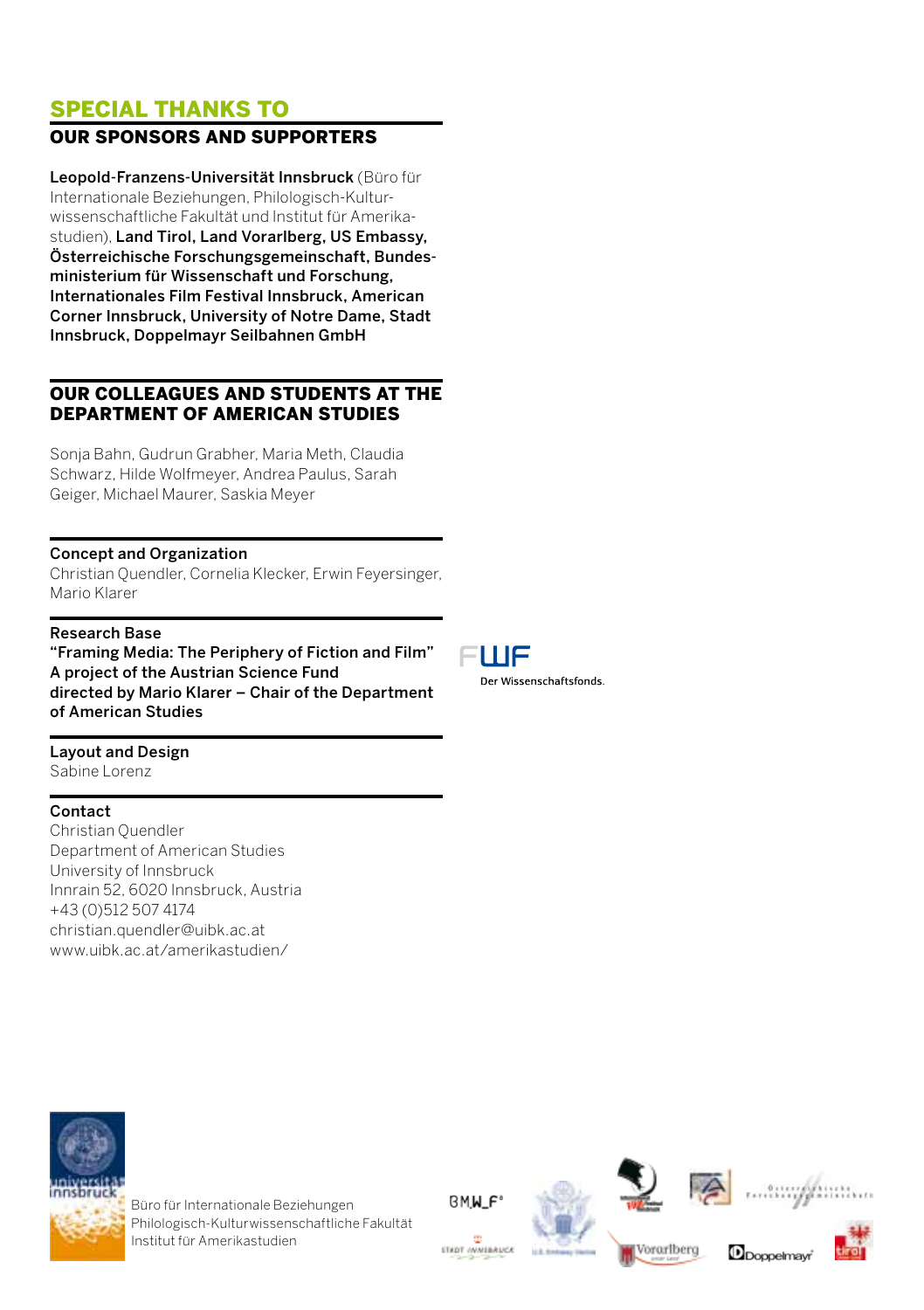# SPECIAL THANKS TO

## OUR SPONSORS AND SUPPORTERS

**Leopold-Franzens-Universität Innsbruck** (Büro für Internationale Beziehungen, Philologisch-Kulturwissenschaftliche Fakultät und Institut für Amerikastudien), **Land Tirol, Land Vorarlberg, US Embassy, Österreichische Forschungsgemeinschaft, Bundesministerium für Wissenschaft und Forschung, Internationales Film Festival Innsbruck, American Corner Innsbruck, University of Notre Dame, Stadt Innsbruck, Doppelmayr Seilbahnen GmbH**

## OUR COLLEAGUES AND STUDENTS AT THE DEPARTMENT OF AMERICAN STUDIES

Sonja Bahn, Gudrun Grabher, Maria Meth, Claudia Schwarz, Hilde Wolfmeyer, Andrea Paulus, Sarah Geiger, Michael Maurer, Saskia Meyer

**Concept and Organization**
Christian Quendler, Cornelia Klecker, Erwin Feyersinger, Mario Klarer

**Research Base**
**“Framing Media: The Periphery of Fiction and Film”**
**A project of the Austrian Science Fund**
**directed by Mario Klarer – Chair of the Department of American Studies**

FWF
Der Wissenschaftsfonds.

**Layout and Design**
Sabine Lorenz

**Contact**
Christian Quendler
Department of American Studies
University of Innsbruck
Innrain 52, 6020 Innsbruck, Austria
+43 (0)512 507 4174
christian.quendler@uibk.ac.at
www.uibk.ac.at/amerikastudien/

universität innsbruck
Büro für Internationale Beziehungen
Philologisch-Kulturwissenschaftliche Fakultät
Institut für Amerikastudien

BMW_F
Stadt Innsbruck
U.S. Embassy Vienna
Vorarlberg
Österreichische Forschungsgemeinschaft
Doppelmayr
tirol